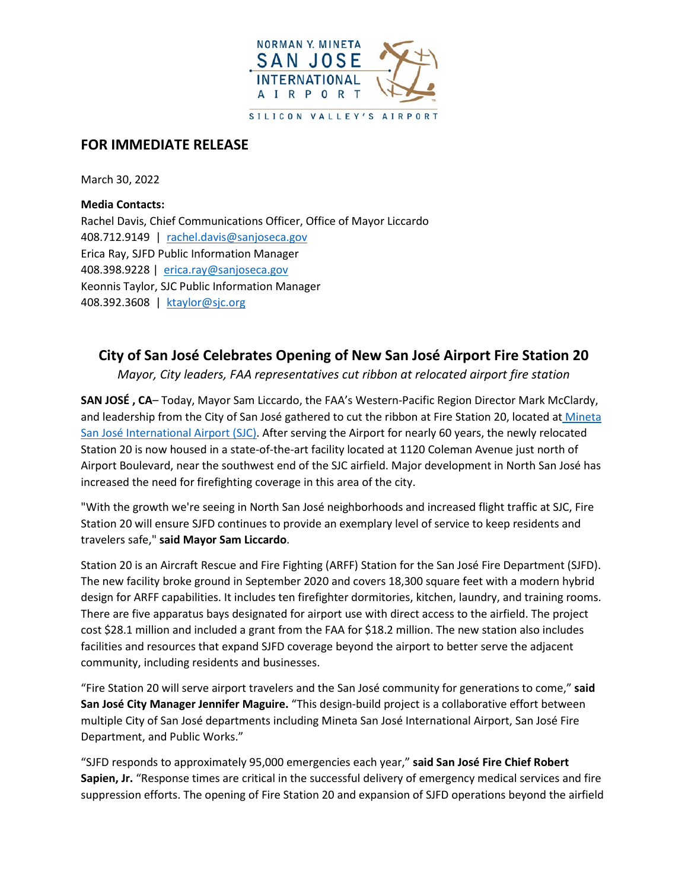NORMAN Y. MINETA SAN JOSE INTERNATIONAL AIRPORT

SILICON VALLEY'S AIRPORT

## FOR IMMEDIATE RELEASE

March 30, 2022

**Media Contacts:**
Rachel Davis, Chief Communications Officer, Office of Mayor Liccardo
408.712.9149 | rachel.davis@sanjoseca.gov
Erica Ray, SJFD Public Information Manager
408.398.9228 | erica.ray@sanjoseca.gov
Keonnis Taylor, SJC Public Information Manager
408.392.3608 | ktaylor@sjc.org

# City of San José Celebrates Opening of New San José Airport Fire Station 20

*Mayor, City leaders, FAA representatives cut ribbon at relocated airport fire station*

**SAN JOSÉ , CA**– Today, Mayor Sam Liccardo, the FAA's Western-Pacific Region Director Mark McClardy, and leadership from the City of San José gathered to cut the ribbon at Fire Station 20, located at Mineta San José International Airport (SJC). After serving the Airport for nearly 60 years, the newly relocated Station 20 is now housed in a state-of-the-art facility located at 1120 Coleman Avenue just north of Airport Boulevard, near the southwest end of the SJC airfield. Major development in North San José has increased the need for firefighting coverage in this area of the city.

"With the growth we're seeing in North San José neighborhoods and increased flight traffic at SJC, Fire Station 20 will ensure SJFD continues to provide an exemplary level of service to keep residents and travelers safe," **said Mayor Sam Liccardo**.

Station 20 is an Aircraft Rescue and Fire Fighting (ARFF) Station for the San José Fire Department (SJFD). The new facility broke ground in September 2020 and covers 18,300 square feet with a modern hybrid design for ARFF capabilities. It includes ten firefighter dormitories, kitchen, laundry, and training rooms. There are five apparatus bays designated for airport use with direct access to the airfield. The project cost $28.1 million and included a grant from the FAA for $18.2 million. The new station also includes facilities and resources that expand SJFD coverage beyond the airport to better serve the adjacent community, including residents and businesses.

"Fire Station 20 will serve airport travelers and the San José community for generations to come," **said San José City Manager Jennifer Maguire.** "This design-build project is a collaborative effort between multiple City of San José departments including Mineta San José International Airport, San José Fire Department, and Public Works."

"SJFD responds to approximately 95,000 emergencies each year," **said San José Fire Chief Robert Sapien, Jr.** "Response times are critical in the successful delivery of emergency medical services and fire suppression efforts. The opening of Fire Station 20 and expansion of SJFD operations beyond the airfield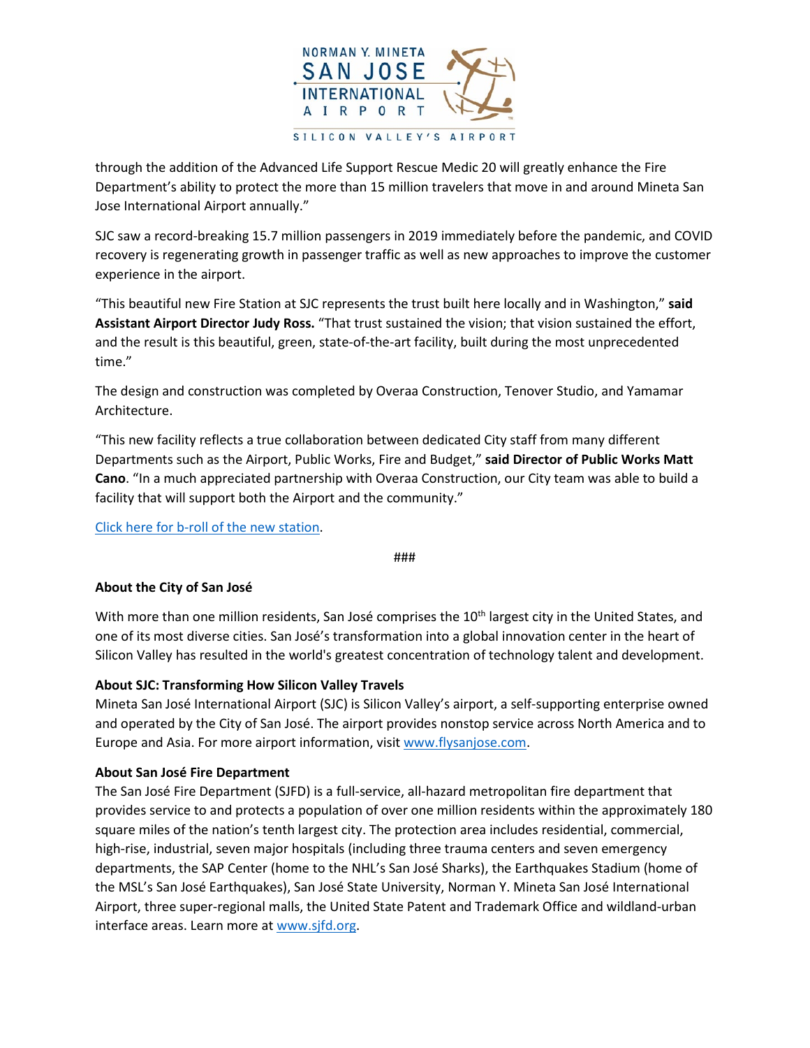through the addition of the Advanced Life Support Rescue Medic 20 will greatly enhance the Fire Department's ability to protect the more than 15 million travelers that move in and around Mineta San Jose International Airport annually."

SJC saw a record-breaking 15.7 million passengers in 2019 immediately before the pandemic, and COVID recovery is regenerating growth in passenger traffic as well as new approaches to improve the customer experience in the airport.

"This beautiful new Fire Station at SJC represents the trust built here locally and in Washington," **said Assistant Airport Director Judy Ross.** "That trust sustained the vision; that vision sustained the effort, and the result is this beautiful, green, state-of-the-art facility, built during the most unprecedented time."

The design and construction was completed by Overaa Construction, Tenover Studio, and Yamamar Architecture.

"This new facility reflects a true collaboration between dedicated City staff from many different Departments such as the Airport, Public Works, Fire and Budget," **said Director of Public Works Matt Cano**. "In a much appreciated partnership with Overaa Construction, our City team was able to build a facility that will support both the Airport and the community."

Click here for b-roll of the new station.

###

**About the City of San José**

With more than one million residents, San José comprises the 10th largest city in the United States, and one of its most diverse cities. San José's transformation into a global innovation center in the heart of Silicon Valley has resulted in the world's greatest concentration of technology talent and development.

**About SJC: Transforming How Silicon Valley Travels**

Mineta San José International Airport (SJC) is Silicon Valley's airport, a self-supporting enterprise owned and operated by the City of San José. The airport provides nonstop service across North America and to Europe and Asia. For more airport information, visit www.flysanjose.com.

**About San José Fire Department**

The San José Fire Department (SJFD) is a full-service, all-hazard metropolitan fire department that provides service to and protects a population of over one million residents within the approximately 180 square miles of the nation's tenth largest city. The protection area includes residential, commercial, high-rise, industrial, seven major hospitals (including three trauma centers and seven emergency departments, the SAP Center (home to the NHL's San José Sharks), the Earthquakes Stadium (home of the MSL's San José Earthquakes), San José State University, Norman Y. Mineta San José International Airport, three super-regional malls, the United State Patent and Trademark Office and wildland-urban interface areas. Learn more at www.sjfd.org.